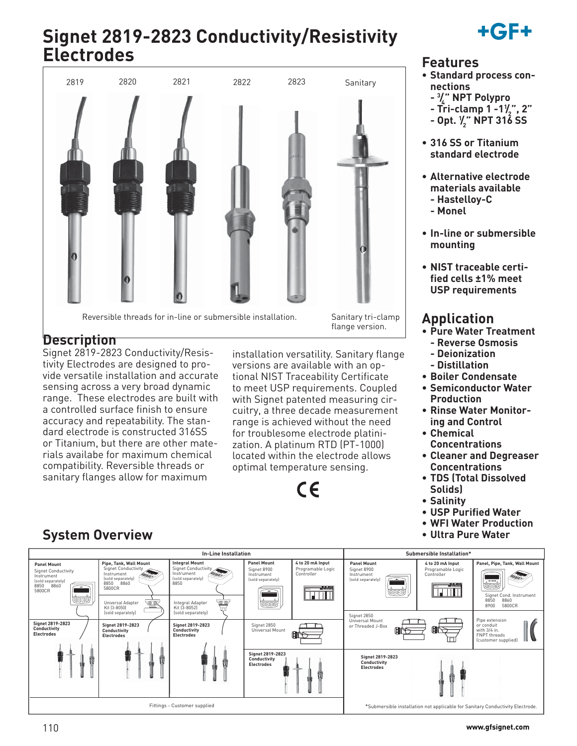# Signet 2819-2823 Conductivity/Resistivity Electrodes

2819 2820 2821 2822 2823 Sanitary

Reversible threads for in-line or submersible installation.

Sanitary tri-clamp flange version.

## Description

Signet 2819-2823 Conductivity/Resistivity Electrodes are designed to provide versatile installation and accurate sensing across a very broad dynamic range. These electrodes are built with a controlled surface finish to ensure accuracy and repeatability. The standard electrode is constructed 316SS or Titanium, but there are other materials availabe for maximum chemical compatibility. Reversible threads or sanitary flanges allow for maximum installation versatility. Sanitary flange versions are available with an optional NIST Traceability Certificate to meet USP requirements. Coupled with Signet patented measuring circuitry, a three decade measurement range is achieved without the need for troublesome electrode platinization. A platinum RTD (PT-1000) located within the electrode allows optimal temperature sensing.

## Features

- **Standard process connections**
  - **3/4" NPT Polypro**
  - **Tri-clamp 1 -1½", 2"**
  - **Opt. ½" NPT 316 SS**
- **316 SS or Titanium standard electrode**
- **Alternative electrode materials available**
  - **Hastelloy-C**
  - **Monel**
- **In-line or submersible mounting**
- **NIST traceable certified cells ±1% meet USP requirements**

## Application

- **Pure Water Treatment**
  - **Reverse Osmosis**
  - **Deionization**
  - **Distillation**
- **Boiler Condensate**
- **Semiconductor Water Production**
- **Rinse Water Monitoring and Control**
- **Chemical Concentrations**
- **Cleaner and Degreaser Concentrations**
- **TDS (Total Dissolved Solids)**
- **Salinity**
- **USP Purified Water**
- **WFI Water Production**
- **Ultra Pure Water**

## System Overview

**In-Line Installation**

- **Panel Mount**: Signet Conductivity Instrument (sold separately) 8850, 8860, 5800CR — Signet 2819-2823 Conductivity Electrodes
- **Pipe, Tank, Wall Mount**: Signet Conductivity Instrument (sold separately) 8850, 8860, 5800CR; Universal Adapter Kit (3-8050) (sold separately) — Signet 2819-2823 Conductivity Electrodes
- **Integral Mount**: Signet Conductivity Instrument (sold separately) 8850; Integral Adapter Kit (3-8052) (sold separately) — Signet 2819-2823 Conductivity Electrodes
- **Panel Mount**: Signet 8900 Instrument (sold separately); **4 to 20 mA Input**: Programable Logic Controller; Signet 2850 Universal Mount — Signet 2819-2823 Conductivity Electrodes

Fittings - Customer supplied

**Submersible Installation***

- **Panel Mount**: Signet 8900 Instrument (sold separately); **4 to 20 mA Input**: Programable Logic Controller; Signet 2850 Universal Mount or Threaded J-Box
- **Panel, Pipe, Tank, Wall Mount**: Signet Cond. Instrument 8850, 8860, 8900, 5800CR; Pipe extension or conduit with 3/4 in. FNPT threads (customer supplied)
- Signet 2819-2823 Conductivity Electrodes

*Submersible installation not applicable for Sanitary Conductivity Electrode.

www.gfsignet.com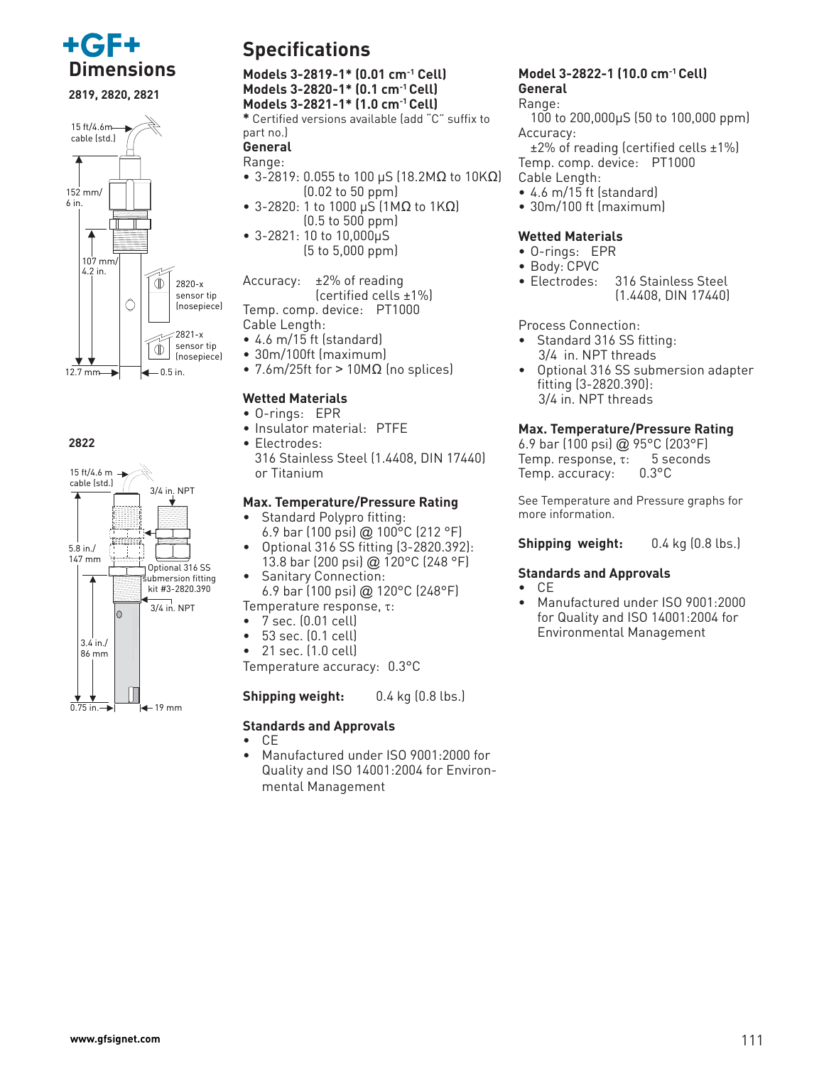# Dimensions

**2819, 2820, 2821**

15 ft/4.6m cable (std.)

152 mm/ 6 in.

107 mm/ 4.2 in.

2820-x sensor tip (nosepiece)

2821-x sensor tip (nosepiece)

12.7 mm

0.5 in.

**2822**

15 ft/4.6 m cable (std.)

3/4 in. NPT

5.8 in./ 147 mm

Optional 316 SS submersion fitting kit #3-2820.390

3/4 in. NPT

3.4 in./ 86 mm

0.75 in.

19 mm

# Specifications

### Models 3-2819-1* (0.01 $cm^{-1}$ Cell)
### Models 3-2820-1* (0.1 $cm^{-1}$ Cell)
### Models 3-2821-1* (1.0 $cm^{-1}$ Cell)

\* Certified versions available (add "C" suffix to part no.)

**General**

Range:
- 3-2819: 0.055 to 100 µS (18.2MΩ to 10KΩ) (0.02 to 50 ppm)
- 3-2820: 1 to 1000 µS (1MΩ to 1KΩ) (0.5 to 500 ppm)
- 3-2821: 10 to 10,000µS (5 to 5,000 ppm)

Accuracy: ±2% of reading (certified cells ±1%)

Temp. comp. device: PT1000

Cable Length:
- 4.6 m/15 ft (standard)
- 30m/100ft (maximum)
- 7.6m/25ft for > 10MΩ (no splices)

**Wetted Materials**
- O-rings: EPR
- Insulator material: PTFE
- Electrodes: 316 Stainless Steel (1.4408, DIN 17440) or Titanium

**Max. Temperature/Pressure Rating**
- Standard Polypro fitting: 6.9 bar (100 psi) @ 100°C (212 °F)
- Optional 316 SS fitting (3-2820.392): 13.8 bar (200 psi) @ 120°C (248 °F)
- Sanitary Connection: 6.9 bar (100 psi) @ 120°C (248°F)

Temperature response, τ:
- 7 sec. (0.01 cell)
- 53 sec. (0.1 cell)
- 21 sec. (1.0 cell)

Temperature accuracy: 0.3°C

**Shipping weight:** 0.4 kg (0.8 lbs.)

**Standards and Approvals**
- CE
- Manufactured under ISO 9001:2000 for Quality and ISO 14001:2004 for Environmental Management

### Model 3-2822-1 (10.0 $cm^{-1}$ Cell)

**General**

Range:
100 to 200,000µS (50 to 100,000 ppm)

Accuracy:
±2% of reading (certified cells ±1%)

Temp. comp. device: PT1000

Cable Length:
- 4.6 m/15 ft (standard)
- 30m/100 ft (maximum)

**Wetted Materials**
- O-rings: EPR
- Body: CPVC
- Electrodes: 316 Stainless Steel (1.4408, DIN 17440)

Process Connection:
- Standard 316 SS fitting: 3/4 in. NPT threads
- Optional 316 SS submersion adapter fitting (3-2820.390): 3/4 in. NPT threads

**Max. Temperature/Pressure Rating**

6.9 bar (100 psi) @ 95°C (203°F)

Temp. response, τ: 5 seconds

Temp. accuracy: 0.3°C

See Temperature and Pressure graphs for more information.

**Shipping weight:** 0.4 kg (0.8 lbs.)

**Standards and Approvals**
- CE
- Manufactured under ISO 9001:2000 for Quality and ISO 14001:2004 for Environmental Management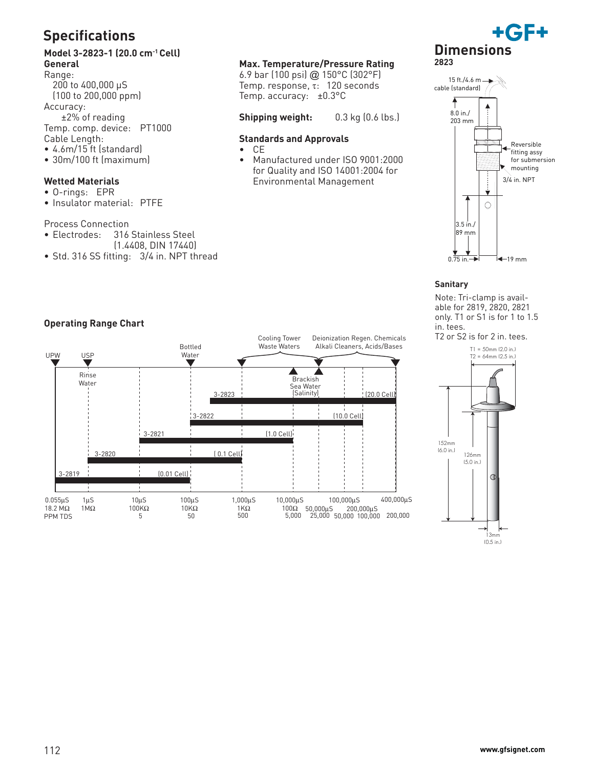# Specifications

### Model 3-2823-1 (20.0 cm$^{-1}$ Cell)

**General**

Range:
200 to 400,000 μS
(100 to 200,000 ppm)

Accuracy:
±2% of reading

Temp. comp. device: PT1000

Cable Length:
- 4.6m/15 ft (standard)
- 30m/100 ft (maximum)

**Wetted Materials**
- O-rings: EPR
- Insulator material: PTFE

Process Connection
- Electrodes: 316 Stainless Steel (1.4408, DIN 17440)
- Std. 316 SS fitting: 3/4 in. NPT thread

**Max. Temperature/Pressure Rating**

6.9 bar (100 psi) @ 150°C (302°F)
Temp. response, τ: 120 seconds
Temp. accuracy: ±0.3°C

**Shipping weight:** 0.3 kg (0.6 lbs.)

**Standards and Approvals**
- CE
- Manufactured under ISO 9001:2000 for Quality and ISO 14001:2004 for Environmental Management

## Operating Range Chart

UPW, USP, Rinse Water, Bottled Water, Cooling Tower Waste Waters, Brackish Sea Water (Salinity), Deionization Regen. Chemicals Alkali Cleaners, Acids/Bases

| Model | Cell | Range |
|---|---|---|
| 3-2819 | 0.01 Cell | 0.055 μS to 100 μS |
| 3-2820 | 0.1 Cell | 1 μS to 1,000 μS |
| 3-2821 | 1.0 Cell | 10 μS to 10,000 μS |
| 3-2822 | 10.0 Cell | 100 μS to 200,000 μS |
| 3-2823 | 20.0 Cell | 200 μS to 400,000 μS |

| μS | 0.055μS | 1μS | 10μS | 100μS | 1,000μS | 10,000μS | 50,000μS | 100,000μS | 200,000μS | 400,000μS |
|---|---|---|---|---|---|---|---|---|---|---|
| Resistivity | 18.2 MΩ | 1MΩ | 100KΩ | 10KΩ | 1KΩ | 100Ω | | | | |
| PPM TDS | | | 5 | 50 | 500 | 5,000 | 25,000 | 50,000 | 100,000 | 200,000 |

# Dimensions

**2823**

- 15 ft./4.6 m cable (standard)
- 8.0 in./203 mm
- Reversible fitting assy for submersion mounting
- 3/4 in. NPT
- 3.5 in./89 mm
- 0.75 in.
- 19 mm

**Sanitary**

Note: Tri-clamp is available for 2819, 2820, 2821 only. T1 or S1 is for 1 to 1.5 in. tees.
T2 or S2 is for 2 in. tees.

- T1 = 50mm (2.0 in.)
- T2 = 64mm (2.5 in.)
- 152mm (6.0 in.)
- 126mm (5.0 in.)
- 13mm (0.5 in.)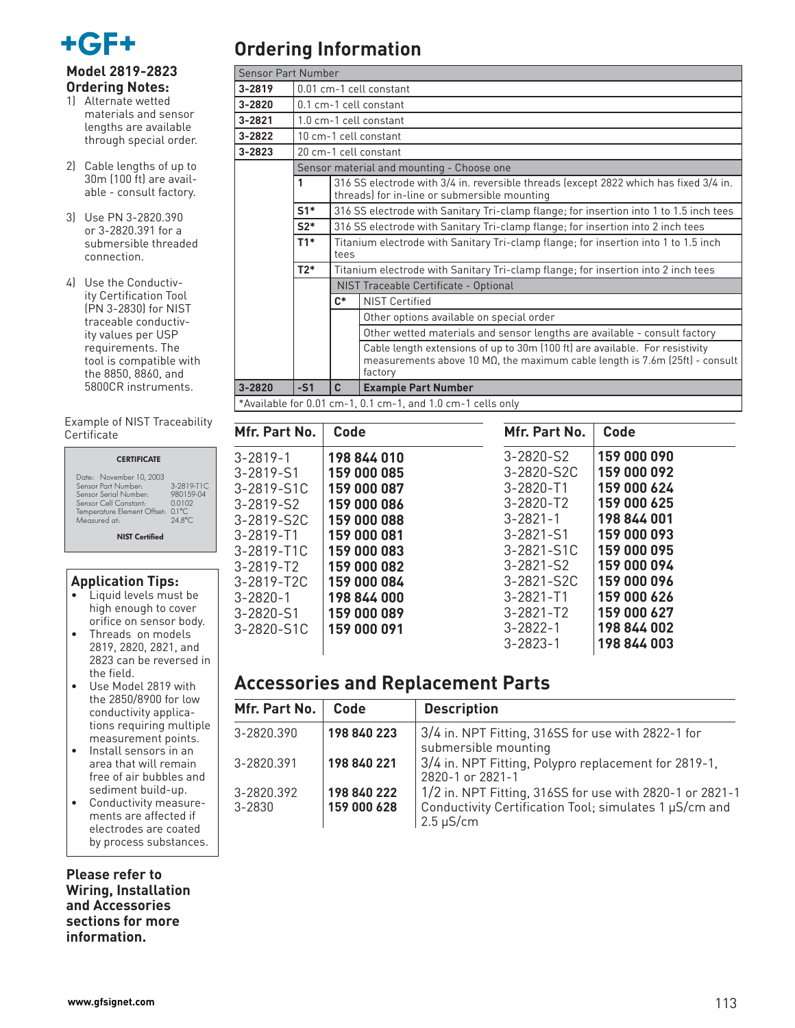+GF+

**Model 2819-2823 Ordering Notes:**

1) Alternate wetted materials and sensor lengths are available through special order.

2) Cable lengths of up to 30m (100 ft) are available - consult factory.

3) Use PN 3-2820.390 or 3-2820.391 for a submersible threaded connection.

4) Use the Conductivity Certification Tool (PN 3-2830) for NIST traceable conductivity values per USP requirements. The tool is compatible with the 8850, 8860, and 5800CR instruments.

Example of NIST Traceability Certificate

**CERTIFICATE**

Date: November 10, 2003
Sensor Part Number: 3-2819-T1C
Sensor Serial Number: 980159-04
Sensor Cell Constant: 0.0102
Temperature Element Offset: 0.1°C
Measured at: 24.8°C

**NIST Certified**

**Application Tips:**

- Liquid levels must be high enough to cover orifice on sensor body.
- Threads on models 2819, 2820, 2821, and 2823 can be reversed in the field.
- Use Model 2819 with the 2850/8900 for low conductivity applications requiring multiple measurement points.
- Install sensors in an area that will remain free of air bubbles and sediment build-up.
- Conductivity measurements are affected if electrodes are coated by process substances.

**Please refer to Wiring, Installation and Accessories sections for more information.**

# Ordering Information

| Sensor Part Number | | | |
|---|---|---|---|
| **3-2819** | 0.01 cm-1 cell constant | | |
| **3-2820** | 0.1 cm-1 cell constant | | |
| **3-2821** | 1.0 cm-1 cell constant | | |
| **3-2822** | 10 cm-1 cell constant | | |
| **3-2823** | 20 cm-1 cell constant | | |
| | Sensor material and mounting - Choose one | | |
| | **1** | 316 SS electrode with 3/4 in. reversible threads (except 2822 which has fixed 3/4 in. threads) for in-line or submersible mounting | |
| | **S1*** | 316 SS electrode with Sanitary Tri-clamp flange; for insertion into 1 to 1.5 inch tees | |
| | **S2*** | 316 SS electrode with Sanitary Tri-clamp flange; for insertion into 2 inch tees | |
| | **T1*** | Titanium electrode with Sanitary Tri-clamp flange; for insertion into 1 to 1.5 inch tees | |
| | **T2*** | Titanium electrode with Sanitary Tri-clamp flange; for insertion into 2 inch tees | |
| | | NIST Traceable Certificate - Optional | |
| | | **C*** | NIST Certified |
| | | | Other options available on special order |
| | | | Other wetted materials and sensor lengths are available - consult factory |
| | | | Cable length extensions of up to 30m (100 ft) are available. For resistivity measurements above 10 MΩ, the maximum cable length is 7.6m (25ft) - consult factory |
| **3-2820** | **-S1** | **C** | **Example Part Number** |

*Available for 0.01 cm-1, 0.1 cm-1, and 1.0 cm-1 cells only

| Mfr. Part No. | Code |
|---|---|
| 3-2819-1 | **198 844 010** |
| 3-2819-S1 | **159 000 085** |
| 3-2819-S1C | **159 000 087** |
| 3-2819-S2 | **159 000 086** |
| 3-2819-S2C | **159 000 088** |
| 3-2819-T1 | **159 000 081** |
| 3-2819-T1C | **159 000 083** |
| 3-2819-T2 | **159 000 082** |
| 3-2819-T2C | **159 000 084** |
| 3-2820-1 | **198 844 000** |
| 3-2820-S1 | **159 000 089** |
| 3-2820-S1C | **159 000 091** |
| 3-2820-S2 | **159 000 090** |
| 3-2820-S2C | **159 000 092** |
| 3-2820-T1 | **159 000 624** |
| 3-2820-T2 | **159 000 625** |
| 3-2821-1 | **198 844 001** |
| 3-2821-S1 | **159 000 093** |
| 3-2821-S1C | **159 000 095** |
| 3-2821-S2 | **159 000 094** |
| 3-2821-S2C | **159 000 096** |
| 3-2821-T1 | **159 000 626** |
| 3-2821-T2 | **159 000 627** |
| 3-2822-1 | **198 844 002** |
| 3-2823-1 | **198 844 003** |

# Accessories and Replacement Parts

| Mfr. Part No. | Code | Description |
|---|---|---|
| 3-2820.390 | **198 840 223** | 3/4 in. NPT Fitting, 316SS for use with 2822-1 for submersible mounting |
| 3-2820.391 | **198 840 221** | 3/4 in. NPT Fitting, Polypro replacement for 2819-1, 2820-1 or 2821-1 |
| 3-2820.392 | **198 840 222** | 1/2 in. NPT Fitting, 316SS for use with 2820-1 or 2821-1 |
| 3-2830 | **159 000 628** | Conductivity Certification Tool; simulates 1 μS/cm and 2.5 μS/cm |

www.gfsignet.com